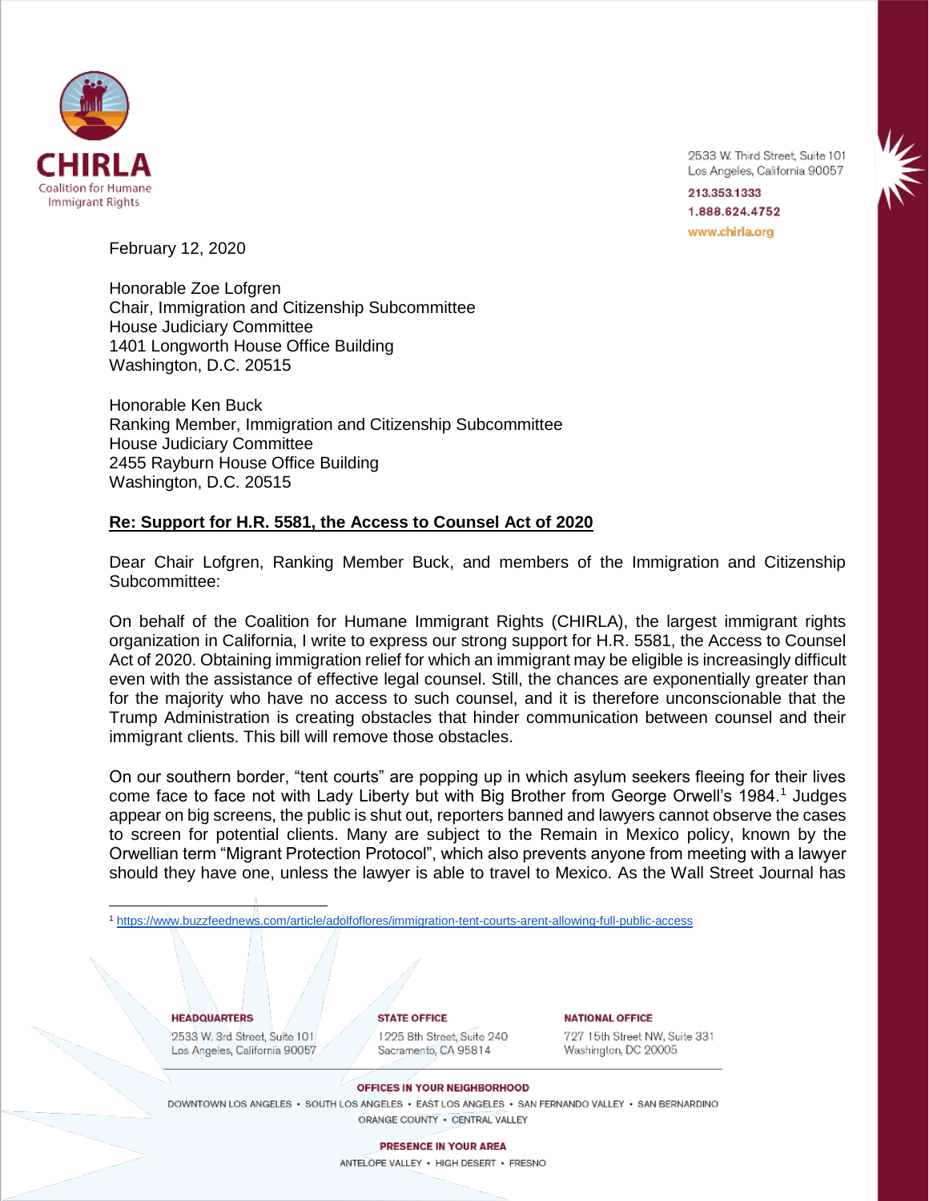**CHIRLA**
Coalition for Humane Immigrant Rights

2533 W. Third Street, Suite 101
Los Angeles, California 90057

213.353.1333
1.888.624.4752
www.chirla.org

February 12, 2020

Honorable Zoe Lofgren
Chair, Immigration and Citizenship Subcommittee
House Judiciary Committee
1401 Longworth House Office Building
Washington, D.C. 20515

Honorable Ken Buck
Ranking Member, Immigration and Citizenship Subcommittee
House Judiciary Committee
2455 Rayburn House Office Building
Washington, D.C. 20515

**Re: Support for H.R. 5581, the Access to Counsel Act of 2020**

Dear Chair Lofgren, Ranking Member Buck, and members of the Immigration and Citizenship Subcommittee:

On behalf of the Coalition for Humane Immigrant Rights (CHIRLA), the largest immigrant rights organization in California, I write to express our strong support for H.R. 5581, the Access to Counsel Act of 2020. Obtaining immigration relief for which an immigrant may be eligible is increasingly difficult even with the assistance of effective legal counsel. Still, the chances are exponentially greater than for the majority who have no access to such counsel, and it is therefore unconscionable that the Trump Administration is creating obstacles that hinder communication between counsel and their immigrant clients. This bill will remove those obstacles.

On our southern border, "tent courts" are popping up in which asylum seekers fleeing for their lives come face to face not with Lady Liberty but with Big Brother from George Orwell's 1984.[1] Judges appear on big screens, the public is shut out, reporters banned and lawyers cannot observe the cases to screen for potential clients. Many are subject to the Remain in Mexico policy, known by the Orwellian term "Migrant Protection Protocol", which also prevents anyone from meeting with a lawyer should they have one, unless the lawyer is able to travel to Mexico. As the Wall Street Journal has

[1] https://www.buzzfeednews.com/article/adolfoflores/immigration-tent-courts-arent-allowing-full-public-access

**HEADQUARTERS**
2533 W. 3rd Street, Suite 101
Los Angeles, California 90057

**STATE OFFICE**
1225 8th Street, Suite 240
Sacramento, CA 95814

**NATIONAL OFFICE**
727 15th Street NW, Suite 331
Washington, DC 20005

**OFFICES IN YOUR NEIGHBORHOOD**
DOWNTOWN LOS ANGELES • SOUTH LOS ANGELES • EAST LOS ANGELES • SAN FERNANDO VALLEY • SAN BERNARDINO
ORANGE COUNTY • CENTRAL VALLEY

**PRESENCE IN YOUR AREA**
ANTELOPE VALLEY • HIGH DESERT • FRESNO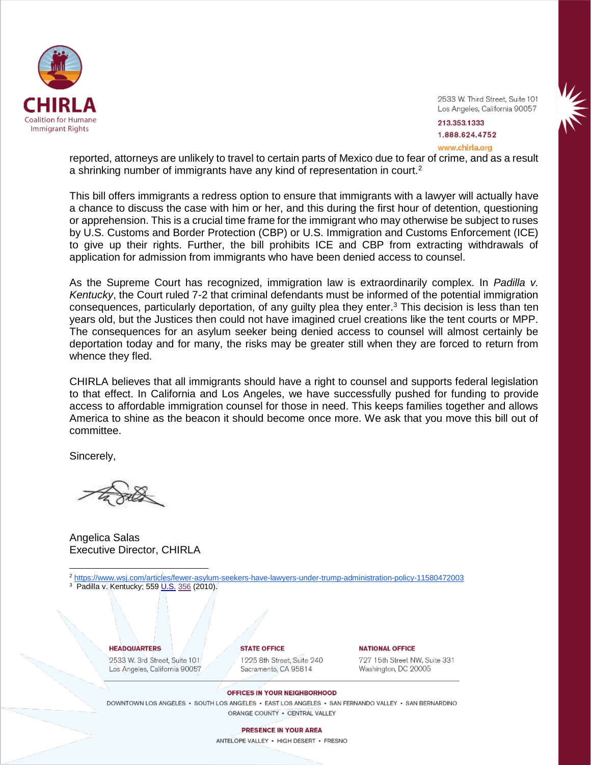reported, attorneys are unlikely to travel to certain parts of Mexico due to fear of crime, and as a result a shrinking number of immigrants have any kind of representation in court.[2]

This bill offers immigrants a redress option to ensure that immigrants with a lawyer will actually have a chance to discuss the case with him or her, and this during the first hour of detention, questioning or apprehension. This is a crucial time frame for the immigrant who may otherwise be subject to ruses by U.S. Customs and Border Protection (CBP) or U.S. Immigration and Customs Enforcement (ICE) to give up their rights. Further, the bill prohibits ICE and CBP from extracting withdrawals of application for admission from immigrants who have been denied access to counsel.

As the Supreme Court has recognized, immigration law is extraordinarily complex. In *Padilla v. Kentucky*, the Court ruled 7-2 that criminal defendants must be informed of the potential immigration consequences, particularly deportation, of any guilty plea they enter.[3] This decision is less than ten years old, but the Justices then could not have imagined cruel creations like the tent courts or MPP. The consequences for an asylum seeker being denied access to counsel will almost certainly be deportation today and for many, the risks may be greater still when they are forced to return from whence they fled.

CHIRLA believes that all immigrants should have a right to counsel and supports federal legislation to that effect. In California and Los Angeles, we have successfully pushed for funding to provide access to affordable immigration counsel for those in need. This keeps families together and allows America to shine as the beacon it should become once more. We ask that you move this bill out of committee.

Sincerely,

Angelica Salas
Executive Director, CHIRLA

---

[2] https://www.wsj.com/articles/fewer-asylum-seekers-have-lawyers-under-trump-administration-policy-11580472003

[3] Padilla v. Kentucky; 559 U.S. 356 (2010).